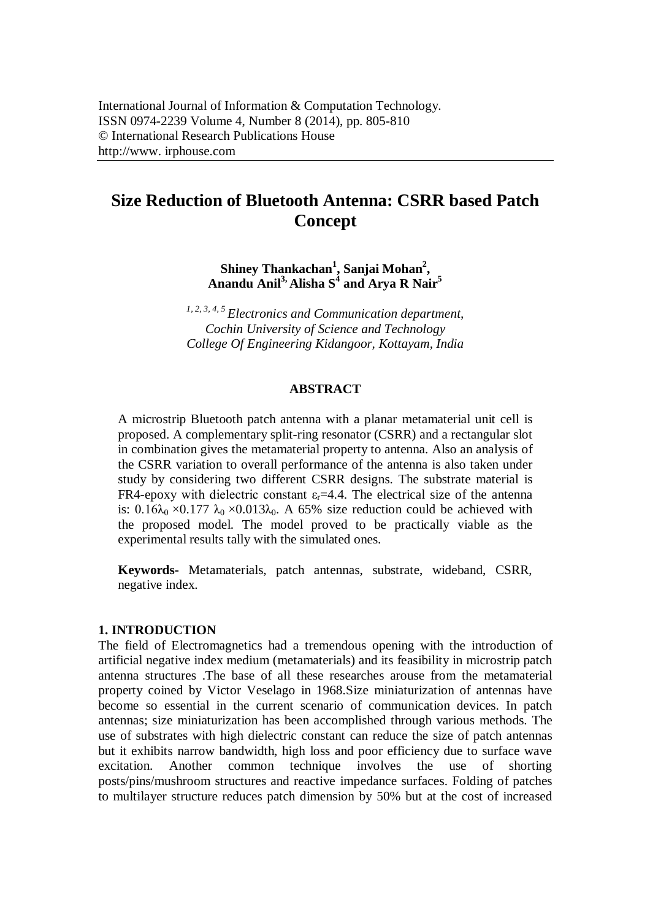International Journal of Information & Computation Technology.
ISSN 0974-2239 Volume 4, Number 8 (2014), pp. 805-810
© International Research Publications House
http://www. irphouse.com

# Size Reduction of Bluetooth Antenna: CSRR based Patch Concept

**Shiney Thankachan[1], Sanjai Mohan[2], Anandu Anil[3], Alisha S[4] and Arya R Nair[5]**

*[1, 2, 3, 4, 5] Electronics and Communication department, Cochin University of Science and Technology College Of Engineering Kidangoor, Kottayam, India*

## ABSTRACT

A microstrip Bluetooth patch antenna with a planar metamaterial unit cell is proposed. A complementary split-ring resonator (CSRR) and a rectangular slot in combination gives the metamaterial property to antenna. Also an analysis of the CSRR variation to overall performance of the antenna is also taken under study by considering two different CSRR designs. The substrate material is FR4-epoxy with dielectric constant $\varepsilon_r$=4.4. The electrical size of the antenna is: $0.16\lambda_0 \times 0.177\ \lambda_0 \times 0.013\lambda_0$. A 65% size reduction could be achieved with the proposed model. The model proved to be practically viable as the experimental results tally with the simulated ones.

**Keywords-** Metamaterials, patch antennas, substrate, wideband, CSRR, negative index.

## 1. INTRODUCTION

The field of Electromagnetics had a tremendous opening with the introduction of artificial negative index medium (metamaterials) and its feasibility in microstrip patch antenna structures .The base of all these researches arouse from the metamaterial property coined by Victor Veselago in 1968.Size miniaturization of antennas have become so essential in the current scenario of communication devices. In patch antennas; size miniaturization has been accomplished through various methods. The use of substrates with high dielectric constant can reduce the size of patch antennas but it exhibits narrow bandwidth, high loss and poor efficiency due to surface wave excitation. Another common technique involves the use of shorting posts/pins/mushroom structures and reactive impedance surfaces. Folding of patches to multilayer structure reduces patch dimension by 50% but at the cost of increased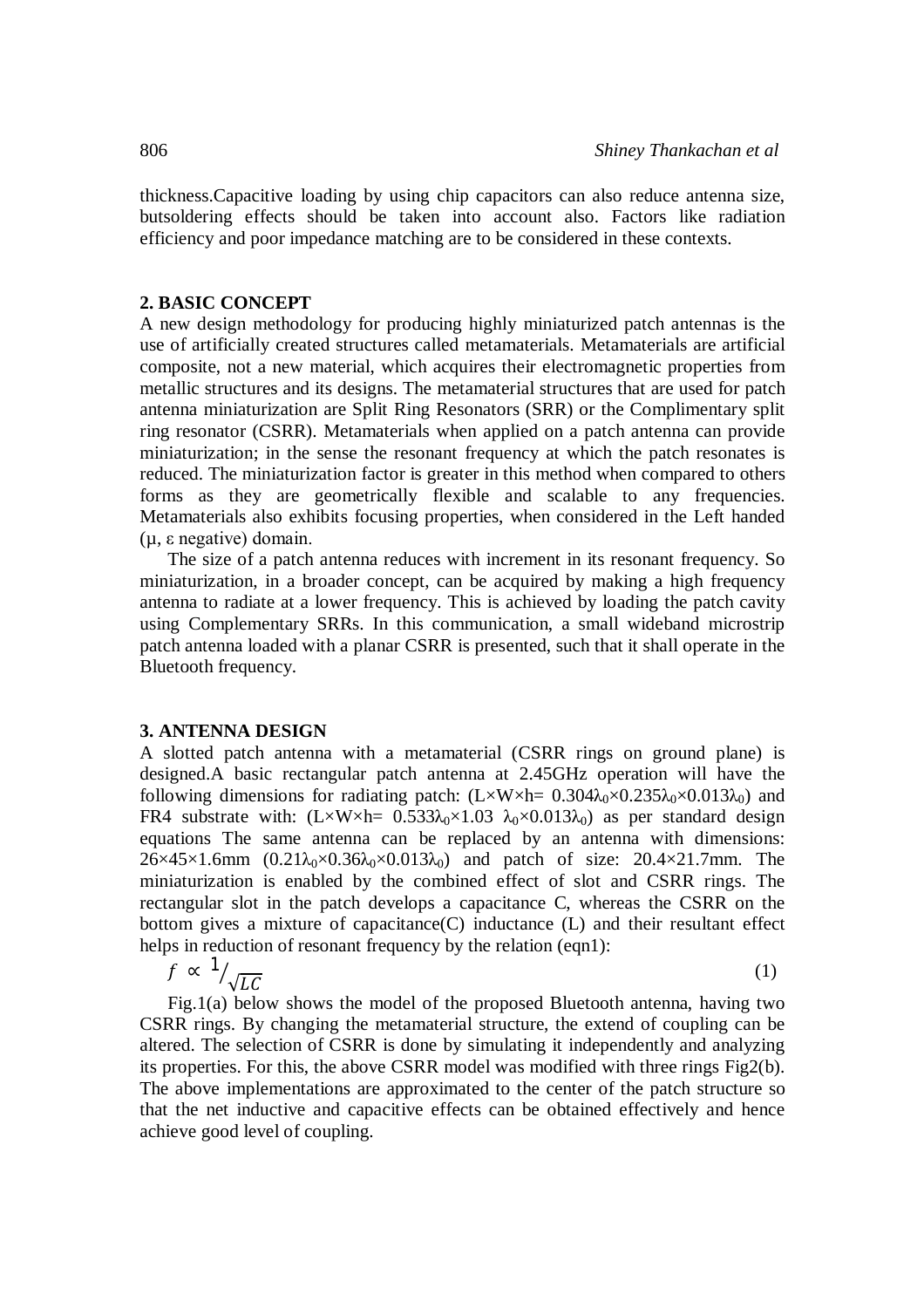thickness.Capacitive loading by using chip capacitors can also reduce antenna size, butsoldering effects should be taken into account also. Factors like radiation efficiency and poor impedance matching are to be considered in these contexts.

## 2. BASIC CONCEPT

A new design methodology for producing highly miniaturized patch antennas is the use of artificially created structures called metamaterials. Metamaterials are artificial composite, not a new material, which acquires their electromagnetic properties from metallic structures and its designs. The metamaterial structures that are used for patch antenna miniaturization are Split Ring Resonators (SRR) or the Complimentary split ring resonator (CSRR). Metamaterials when applied on a patch antenna can provide miniaturization; in the sense the resonant frequency at which the patch resonates is reduced. The miniaturization factor is greater in this method when compared to others forms as they are geometrically flexible and scalable to any frequencies. Metamaterials also exhibits focusing properties, when considered in the Left handed ($\mu$, $\varepsilon$ negative) domain.

The size of a patch antenna reduces with increment in its resonant frequency. So miniaturization, in a broader concept, can be acquired by making a high frequency antenna to radiate at a lower frequency. This is achieved by loading the patch cavity using Complementary SRRs. In this communication, a small wideband microstrip patch antenna loaded with a planar CSRR is presented, such that it shall operate in the Bluetooth frequency.

## 3. ANTENNA DESIGN

A slotted patch antenna with a metamaterial (CSRR rings on ground plane) is designed.A basic rectangular patch antenna at 2.45GHz operation will have the following dimensions for radiating patch: ($L\times W\times h= 0.304\lambda_0\times 0.235\lambda_0\times 0.013\lambda_0$) and FR4 substrate with: ($L\times W\times h= 0.533\lambda_0\times 1.03\ \lambda_0\times 0.013\lambda_0$) as per standard design equations The same antenna can be replaced by an antenna with dimensions: 26×45×1.6mm ($0.21\lambda_0\times 0.36\lambda_0\times 0.013\lambda_0$) and patch of size: 20.4×21.7mm. The miniaturization is enabled by the combined effect of slot and CSRR rings. The rectangular slot in the patch develops a capacitance C, whereas the CSRR on the bottom gives a mixture of capacitance(C) inductance (L) and their resultant effect helps in reduction of resonant frequency by the relation (eqn1):

$$f \propto {}^{1}\!/_{\sqrt{LC}} \tag{1}$$

Fig.1(a) below shows the model of the proposed Bluetooth antenna, having two CSRR rings. By changing the metamaterial structure, the extend of coupling can be altered. The selection of CSRR is done by simulating it independently and analyzing its properties. For this, the above CSRR model was modified with three rings Fig2(b). The above implementations are approximated to the center of the patch structure so that the net inductive and capacitive effects can be obtained effectively and hence achieve good level of coupling.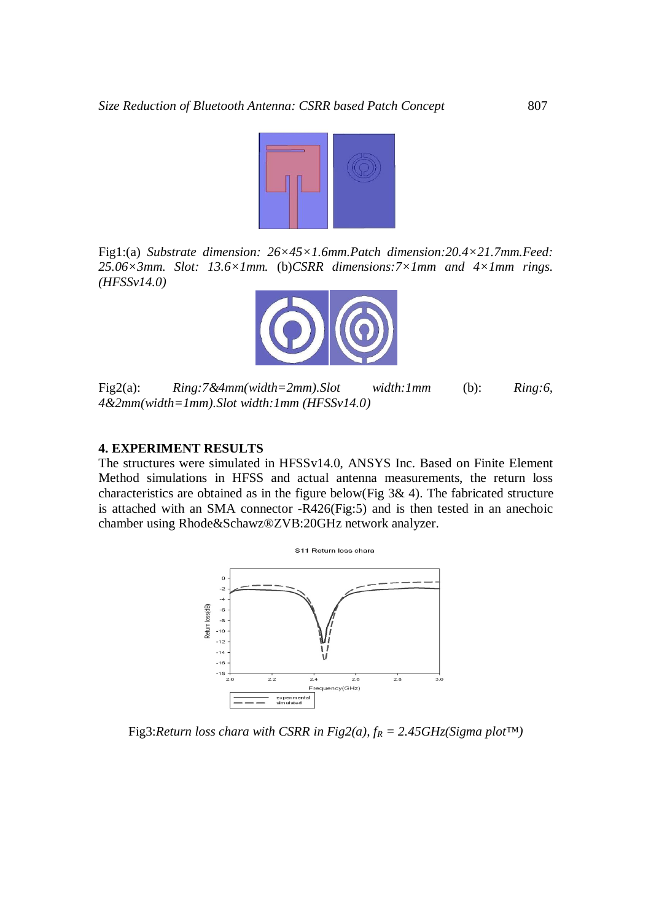Fig1:(a) *Substrate dimension: 26×45×1.6mm.Patch dimension:20.4×21.7mm.Feed: 25.06×3mm. Slot: 13.6×1mm.* (b)*CSRR dimensions:7×1mm and 4×1mm rings. (HFSSv14.0)*

Fig2(a): *Ring:7&4mm(width=2mm).Slot width:1mm* (b): *Ring:6, 4&2mm(width=1mm).Slot width:1mm (HFSSv14.0)*

## 4. EXPERIMENT RESULTS

The structures were simulated in HFSSv14.0, ANSYS Inc. Based on Finite Element Method simulations in HFSS and actual antenna measurements, the return loss characteristics are obtained as in the figure below(Fig 3& 4). The fabricated structure is attached with an SMA connector -R426(Fig:5) and is then tested in an anechoic chamber using Rhode&Schawz®ZVB:20GHz network analyzer.

Fig3:*Return loss chara with CSRR in Fig2(a), $f_R$ = 2.45GHz(Sigma plot™)*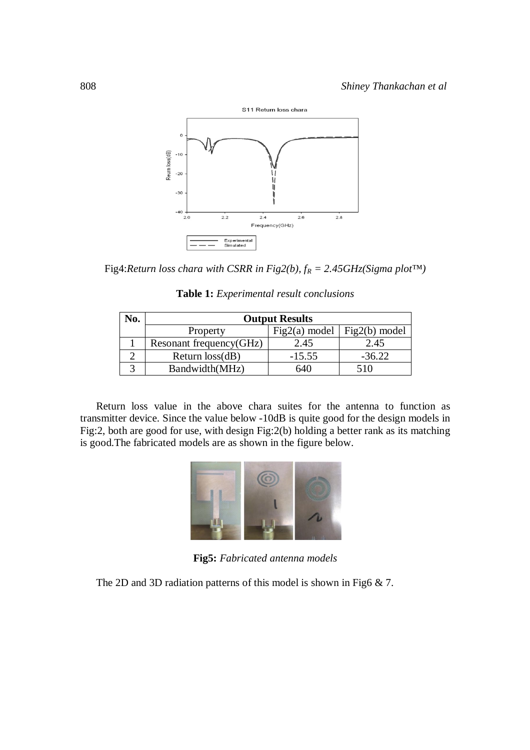Fig4:*Return loss chara with CSRR in Fig2(b), $f_R$ = 2.45GHz(Sigma plot™)*

**Table 1:** *Experimental result conclusions*

| No. | Output Results | | |
|---|---|---|---|
| | Property | Fig2(a) model | Fig2(b) model |
| 1 | Resonant frequency(GHz) | 2.45 | 2.45 |
| 2 | Return loss(dB) | -15.55 | -36.22 |
| 3 | Bandwidth(MHz) | 640 | 510 |

Return loss value in the above chara suites for the antenna to function as transmitter device. Since the value below -10dB is quite good for the design models in Fig:2, both are good for use, with design Fig:2(b) holding a better rank as its matching is good.The fabricated models are as shown in the figure below.

**Fig5:** *Fabricated antenna models*

The 2D and 3D radiation patterns of this model is shown in Fig6 & 7.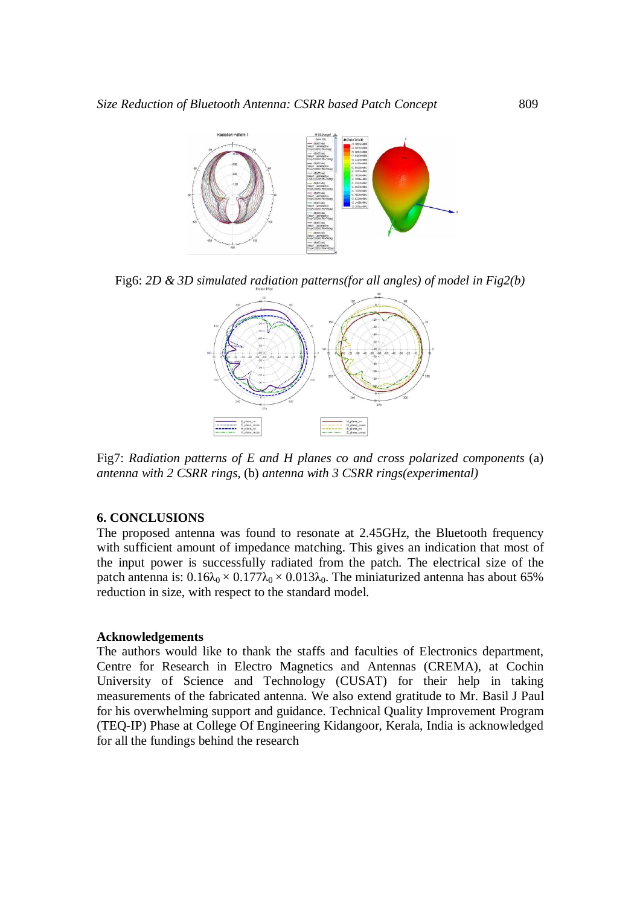Fig6: *2D & 3D simulated radiation patterns(for all angles) of model in Fig2(b)*

Fig7: *Radiation patterns of E and H planes co and cross polarized components* (a) *antenna with 2 CSRR rings,* (b) *antenna with 3 CSRR rings(experimental)*

## 6. CONCLUSIONS

The proposed antenna was found to resonate at 2.45GHz, the Bluetooth frequency with sufficient amount of impedance matching. This gives an indication that most of the input power is successfully radiated from the patch. The electrical size of the patch antenna is: $0.16\lambda_0 \times 0.177\lambda_0 \times 0.013\lambda_0$. The miniaturized antenna has about 65% reduction in size, with respect to the standard model.

## Acknowledgements

The authors would like to thank the staffs and faculties of Electronics department, Centre for Research in Electro Magnetics and Antennas (CREMA), at Cochin University of Science and Technology (CUSAT) for their help in taking measurements of the fabricated antenna. We also extend gratitude to Mr. Basil J Paul for his overwhelming support and guidance. Technical Quality Improvement Program (TEQ-IP) Phase at College Of Engineering Kidangoor, Kerala, India is acknowledged for all the fundings behind the research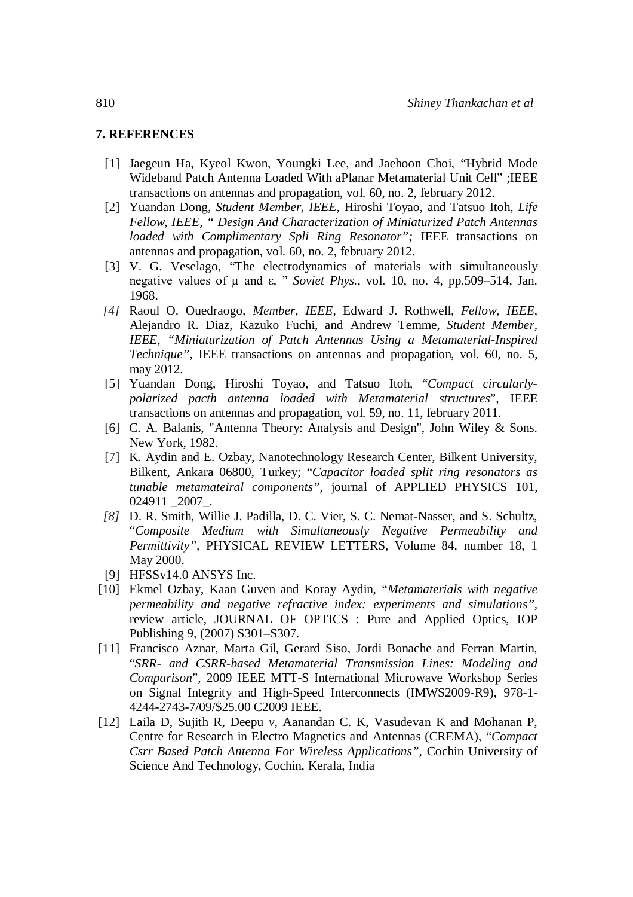### 7. REFERENCES

[1] Jaegeun Ha, Kyeol Kwon, Youngki Lee, and Jaehoon Choi, "Hybrid Mode Wideband Patch Antenna Loaded With aPlanar Metamaterial Unit Cell" ;IEEE transactions on antennas and propagation, vol. 60, no. 2, february 2012.

[2] Yuandan Dong, *Student Member, IEEE*, Hiroshi Toyao, and Tatsuo Itoh, *Life Fellow, IEEE*, *" Design And Characterization of Miniaturized Patch Antennas loaded with Complimentary Spli Ring Resonator";* IEEE transactions on antennas and propagation, vol. 60, no. 2, february 2012.

[3] V. G. Veselago, "The electrodynamics of materials with simultaneously negative values of μ and ε, " *Soviet Phys.*, vol. 10, no. 4, pp.509–514, Jan. 1968.

*[4]* Raoul O. Ouedraogo, *Member, IEEE*, Edward J. Rothwell, *Fellow, IEEE*, Alejandro R. Diaz, Kazuko Fuchi, and Andrew Temme, *Student Member, IEEE*, *"Miniaturization of Patch Antennas Using a Metamaterial-Inspired Technique"*, IEEE transactions on antennas and propagation, vol. 60, no. 5, may 2012.

[5] Yuandan Dong, Hiroshi Toyao, and Tatsuo Itoh, "*Compact circularly-polarized pacth antenna loaded with Metamaterial structures*", IEEE transactions on antennas and propagation, vol. 59, no. 11, february 2011.

[6] C. A. Balanis, "Antenna Theory: Analysis and Design", John Wiley & Sons. New York, 1982.

[7] K. Aydin and E. Ozbay, Nanotechnology Research Center, Bilkent University, Bilkent, Ankara 06800, Turkey; "*Capacitor loaded split ring resonators as tunable metamateiral components"*, journal of APPLIED PHYSICS 101, 024911 _2007_.

*[8]* D. R. Smith, Willie J. Padilla, D. C. Vier, S. C. Nemat-Nasser, and S. Schultz, "*Composite Medium with Simultaneously Negative Permeability and Permittivity"*, PHYSICAL REVIEW LETTERS, Volume 84, number 18, 1 May 2000.

[9] HFSSv14.0 ANSYS Inc.

[10] Ekmel Ozbay, Kaan Guven and Koray Aydin, "*Metamaterials with negative permeability and negative refractive index: experiments and simulations"*, review article, JOURNAL OF OPTICS : Pure and Applied Optics, IOP Publishing 9, (2007) S301–S307.

[11] Francisco Aznar, Marta Gil, Gerard Siso, Jordi Bonache and Ferran Martin, "*SRR- and CSRR-based Metamaterial Transmission Lines: Modeling and Comparison*", 2009 IEEE MTT-S International Microwave Workshop Series on Signal Integrity and High-Speed Interconnects (IMWS2009-R9), 978-1-4244-2743-7/09/$25.00 C2009 IEEE.

[12] Laila D, Sujith R, Deepu *v*, Aanandan C. K, Vasudevan K and Mohanan P, Centre for Research in Electro Magnetics and Antennas (CREMA), "*Compact Csrr Based Patch Antenna For Wireless Applications"*, Cochin University of Science And Technology, Cochin, Kerala, India